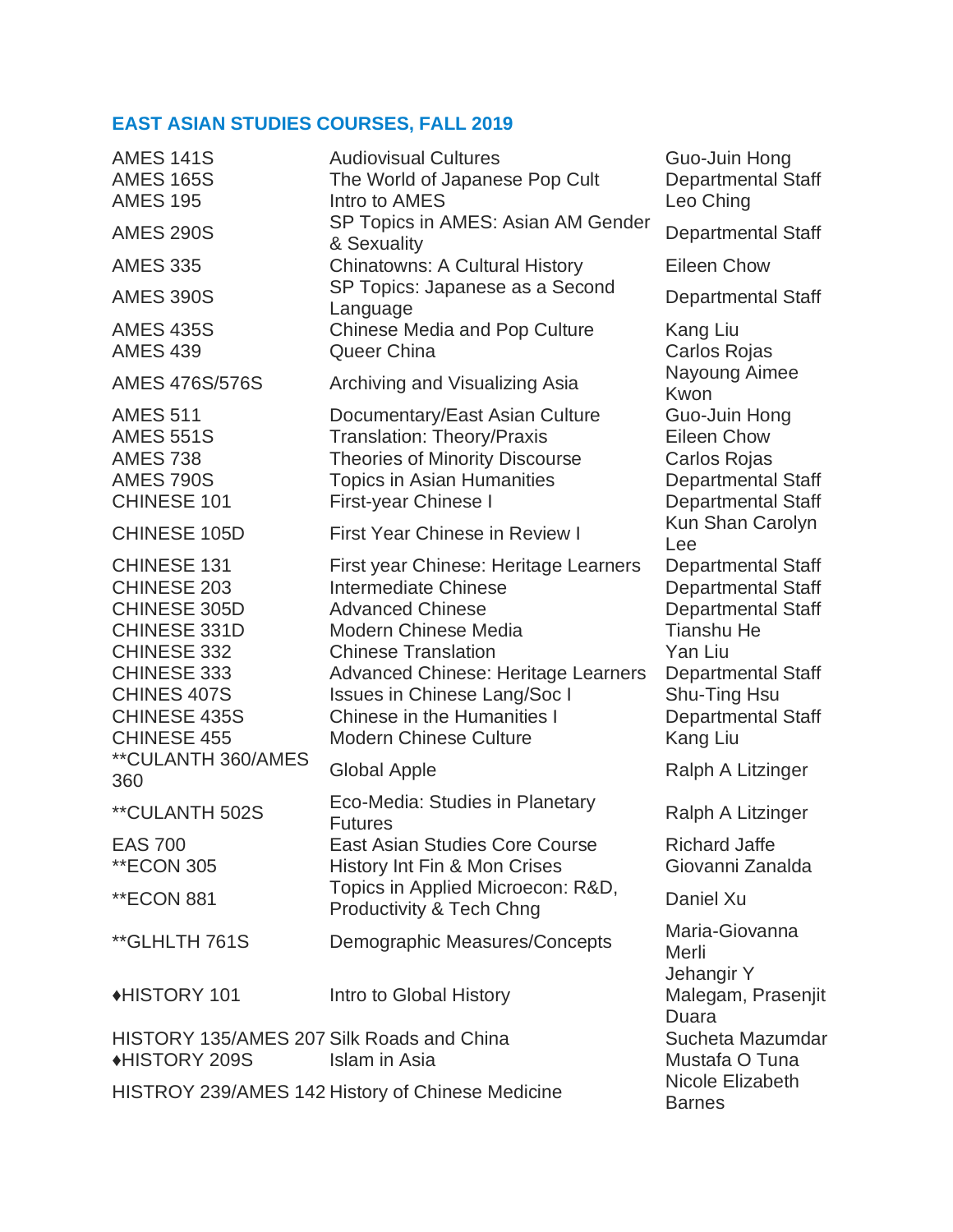## EAST ASIAN STUDIES COURSES, FALL 2019

| | | |
|---|---|---|
| AMES 141S | Audiovisual Cultures | Guo-Juin Hong |
| AMES 165S | The World of Japanese Pop Cult | Departmental Staff |
| AMES 195 | Intro to AMES | Leo Ching |
| AMES 290S | SP Topics in AMES: Asian AM Gender & Sexuality | Departmental Staff |
| AMES 335 | Chinatowns: A Cultural History | Eileen Chow |
| AMES 390S | SP Topics: Japanese as a Second Language | Departmental Staff |
| AMES 435S | Chinese Media and Pop Culture | Kang Liu |
| AMES 439 | Queer China | Carlos Rojas |
| AMES 476S/576S | Archiving and Visualizing Asia | Nayoung Aimee Kwon |
| AMES 511 | Documentary/East Asian Culture | Guo-Juin Hong |
| AMES 551S | Translation: Theory/Praxis | Eileen Chow |
| AMES 738 | Theories of Minority Discourse | Carlos Rojas |
| AMES 790S | Topics in Asian Humanities | Departmental Staff |
| CHINESE 101 | First-year Chinese I | Departmental Staff |
| CHINESE 105D | First Year Chinese in Review I | Kun Shan Carolyn Lee |
| CHINESE 131 | First year Chinese: Heritage Learners | Departmental Staff |
| CHINESE 203 | Intermediate Chinese | Departmental Staff |
| CHINESE 305D | Advanced Chinese | Departmental Staff |
| CHINESE 331D | Modern Chinese Media | Tianshu He |
| CHINESE 332 | Chinese Translation | Yan Liu |
| CHINESE 333 | Advanced Chinese: Heritage Learners | Departmental Staff |
| CHINES 407S | Issues in Chinese Lang/Soc I | Shu-Ting Hsu |
| CHINESE 435S | Chinese in the Humanities I | Departmental Staff |
| CHINESE 455 | Modern Chinese Culture | Kang Liu |
| **CULANTH 360/AMES 360 | Global Apple | Ralph A Litzinger |
| **CULANTH 502S | Eco-Media: Studies in Planetary Futures | Ralph A Litzinger |
| EAS 700 | East Asian Studies Core Course | Richard Jaffe |
| **ECON 305 | History Int Fin & Mon Crises | Giovanni Zanalda |
| **ECON 881 | Topics in Applied Microecon: R&D, Productivity & Tech Chng | Daniel Xu |
| **GLHLTH 761S | Demographic Measures/Concepts | Maria-Giovanna Merli |
| ♦HISTORY 101 | Intro to Global History | Jehangir Y Malegam, Prasenjit Duara |
| HISTORY 135/AMES 207 | Silk Roads and China | Sucheta Mazumdar |
| ♦HISTORY 209S | Islam in Asia | Mustafa O Tuna |
| HISTROY 239/AMES 142 | History of Chinese Medicine | Nicole Elizabeth Barnes |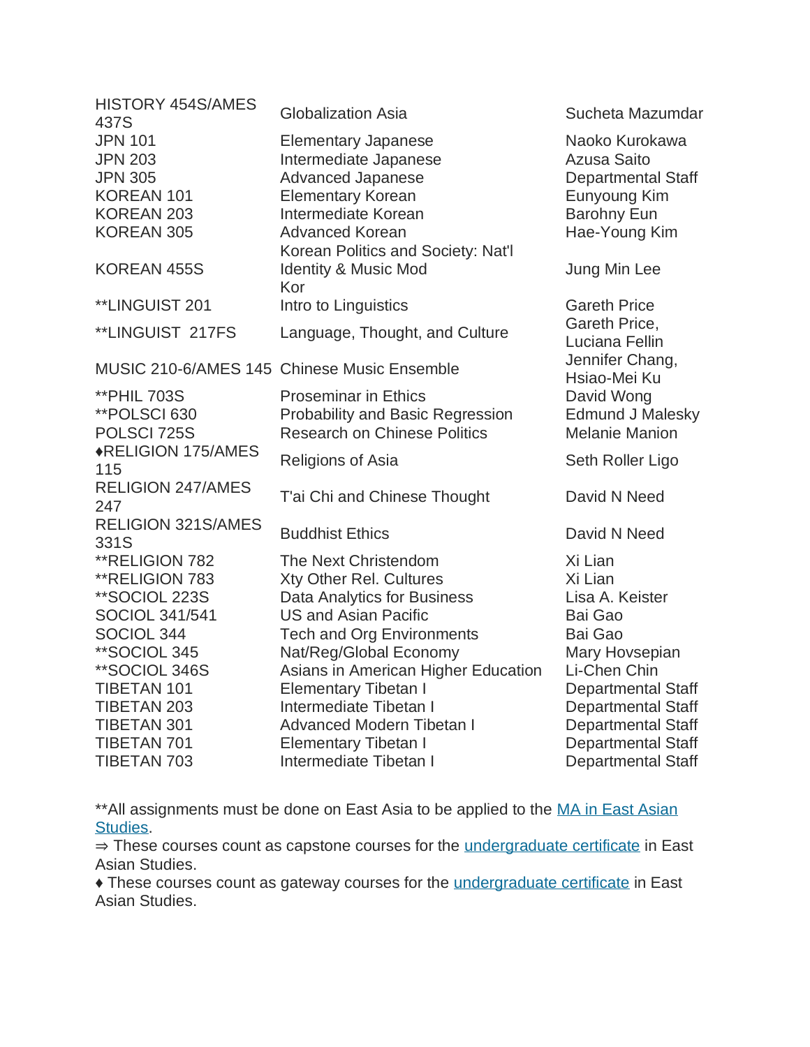| | | |
|---|---|---|
| HISTORY 454S/AMES 437S | Globalization Asia | Sucheta Mazumdar |
| JPN 101 | Elementary Japanese | Naoko Kurokawa |
| JPN 203 | Intermediate Japanese | Azusa Saito |
| JPN 305 | Advanced Japanese | Departmental Staff |
| KOREAN 101 | Elementary Korean | Eunyoung Kim |
| KOREAN 203 | Intermediate Korean | Barohny Eun |
| KOREAN 305 | Advanced Korean | Hae-Young Kim |
| KOREAN 455S | Korean Politics and Society: Nat'l Identity & Music Mod Kor | Jung Min Lee |
| **LINGUIST 201 | Intro to Linguistics | Gareth Price |
| **LINGUIST 217FS | Language, Thought, and Culture | Gareth Price, Luciana Fellin |
| MUSIC 210-6/AMES 145 | Chinese Music Ensemble | Jennifer Chang, Hsiao-Mei Ku |
| **PHIL 703S | Proseminar in Ethics | David Wong |
| **POLSCI 630 | Probability and Basic Regression | Edmund J Malesky |
| POLSCI 725S | Research on Chinese Politics | Melanie Manion |
| ♦RELIGION 175/AMES 115 | Religions of Asia | Seth Roller Ligo |
| RELIGION 247/AMES 247 | T'ai Chi and Chinese Thought | David N Need |
| RELIGION 321S/AMES 331S | Buddhist Ethics | David N Need |
| **RELIGION 782 | The Next Christendom | Xi Lian |
| **RELIGION 783 | Xty Other Rel. Cultures | Xi Lian |
| **SOCIOL 223S | Data Analytics for Business | Lisa A. Keister |
| SOCIOL 341/541 | US and Asian Pacific | Bai Gao |
| SOCIOL 344 | Tech and Org Environments | Bai Gao |
| **SOCIOL 345 | Nat/Reg/Global Economy | Mary Hovsepian |
| **SOCIOL 346S | Asians in American Higher Education | Li-Chen Chin |
| TIBETAN 101 | Elementary Tibetan I | Departmental Staff |
| TIBETAN 203 | Intermediate Tibetan I | Departmental Staff |
| TIBETAN 301 | Advanced Modern Tibetan I | Departmental Staff |
| TIBETAN 701 | Elementary Tibetan I | Departmental Staff |
| TIBETAN 703 | Intermediate Tibetan I | Departmental Staff |

**All assignments must be done on East Asia to be applied to the MA in East Asian Studies.

⇒ These courses count as capstone courses for the undergraduate certificate in East Asian Studies.

♦ These courses count as gateway courses for the undergraduate certificate in East Asian Studies.